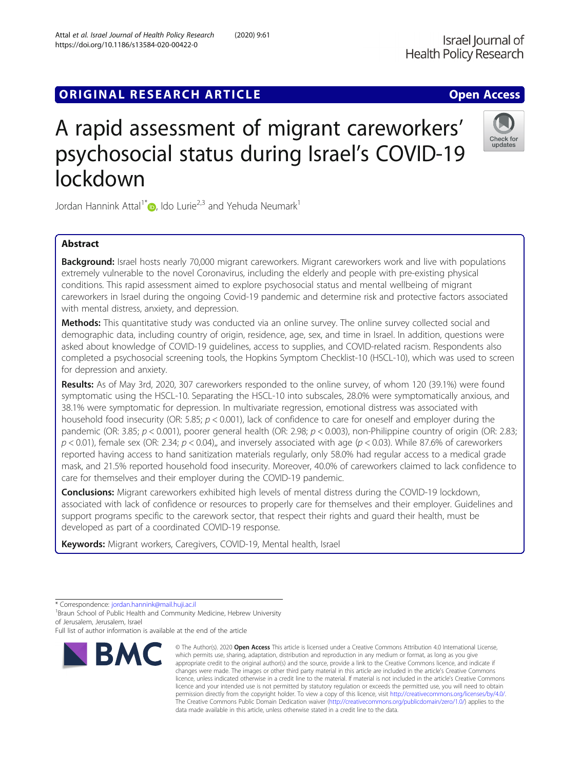ORIGINAL RESEARCH ARTICLE

Open Access

# A rapid assessment of migrant careworkers' psychosocial status during Israel's COVID-19 lockdown

Jordan Hannink Attal[1*], Ido Lurie[2,3] and Yehuda Neumark[1]

## Abstract

**Background:** Israel hosts nearly 70,000 migrant careworkers. Migrant careworkers work and live with populations extremely vulnerable to the novel Coronavirus, including the elderly and people with pre-existing physical conditions. This rapid assessment aimed to explore psychosocial status and mental wellbeing of migrant careworkers in Israel during the ongoing Covid-19 pandemic and determine risk and protective factors associated with mental distress, anxiety, and depression.

**Methods:** This quantitative study was conducted via an online survey. The online survey collected social and demographic data, including country of origin, residence, age, sex, and time in Israel. In addition, questions were asked about knowledge of COVID-19 guidelines, access to supplies, and COVID-related racism. Respondents also completed a psychosocial screening tools, the Hopkins Symptom Checklist-10 (HSCL-10), which was used to screen for depression and anxiety.

**Results:** As of May 3rd, 2020, 307 careworkers responded to the online survey, of whom 120 (39.1%) were found symptomatic using the HSCL-10. Separating the HSCL-10 into subscales, 28.0% were symptomatically anxious, and 38.1% were symptomatic for depression. In multivariate regression, emotional distress was associated with household food insecurity (OR: 5.85; $p < 0.001$), lack of confidence to care for oneself and employer during the pandemic (OR: 3.85; $p < 0.001$), poorer general health (OR: 2.98; $p < 0.003$), non-Philippine country of origin (OR: 2.83; $p < 0.01$), female sex (OR: 2.34; $p < 0.04$),, and inversely associated with age ($p < 0.03$). While 87.6% of careworkers reported having access to hand sanitization materials regularly, only 58.0% had regular access to a medical grade mask, and 21.5% reported household food insecurity. Moreover, 40.0% of careworkers claimed to lack confidence to care for themselves and their employer during the COVID-19 pandemic.

**Conclusions:** Migrant careworkers exhibited high levels of mental distress during the COVID-19 lockdown, associated with lack of confidence or resources to properly care for themselves and their employer. Guidelines and support programs specific to the carework sector, that respect their rights and guard their health, must be developed as part of a coordinated COVID-19 response.

**Keywords:** Migrant workers, Caregivers, COVID-19, Mental health, Israel

\* Correspondence: jordan.hannink@mail.huji.ac.il
[1]Braun School of Public Health and Community Medicine, Hebrew University of Jerusalem, Jerusalem, Israel
Full list of author information is available at the end of the article

© The Author(s). 2020 **Open Access** This article is licensed under a Creative Commons Attribution 4.0 International License, which permits use, sharing, adaptation, distribution and reproduction in any medium or format, as long as you give appropriate credit to the original author(s) and the source, provide a link to the Creative Commons licence, and indicate if changes were made. The images or other third party material in this article are included in the article's Creative Commons licence, unless indicated otherwise in a credit line to the material. If material is not included in the article's Creative Commons licence and your intended use is not permitted by statutory regulation or exceeds the permitted use, you will need to obtain permission directly from the copyright holder. To view a copy of this licence, visit http://creativecommons.org/licenses/by/4.0/. The Creative Commons Public Domain Dedication waiver (http://creativecommons.org/publicdomain/zero/1.0/) applies to the data made available in this article, unless otherwise stated in a credit line to the data.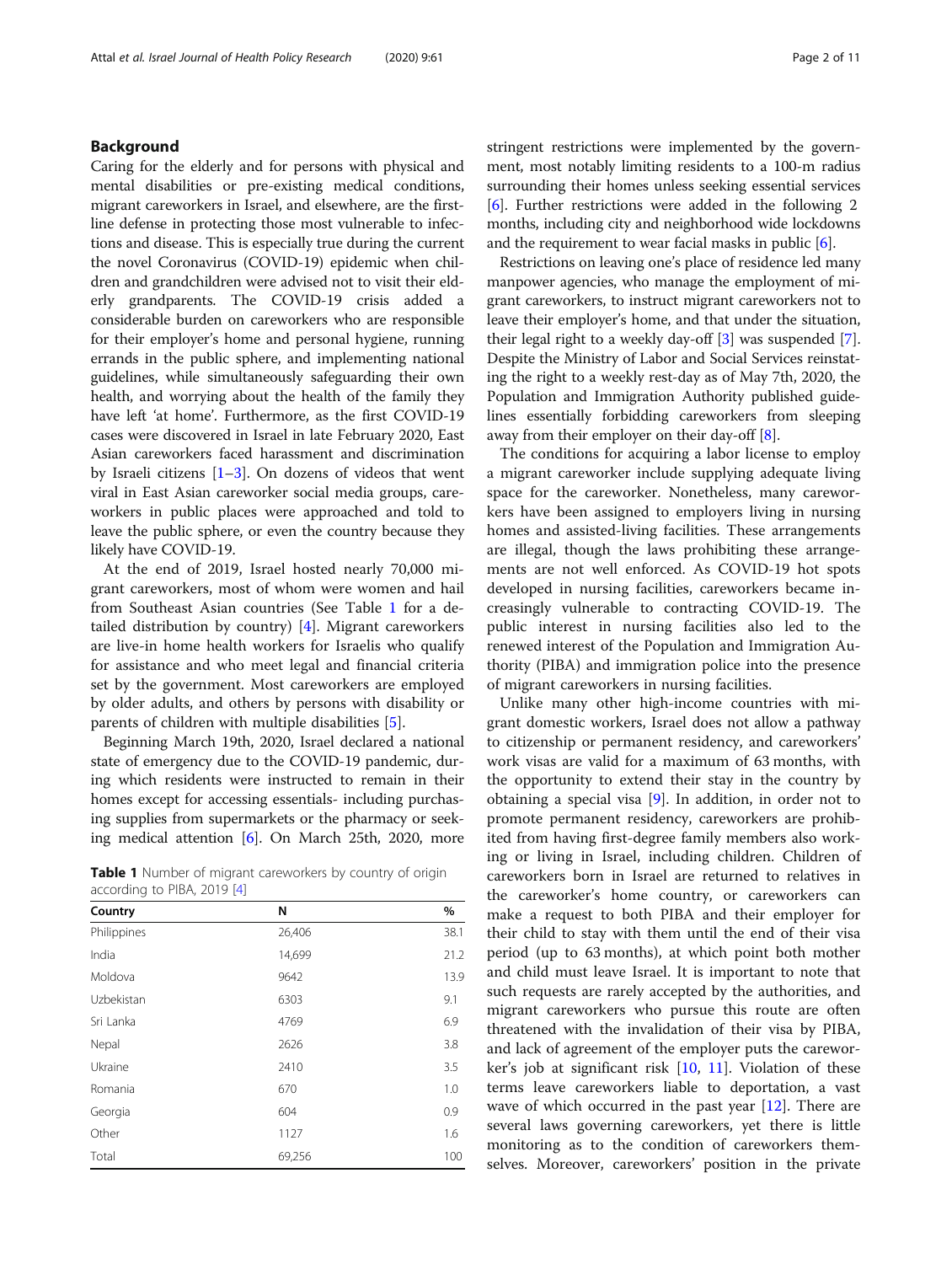## Background

Caring for the elderly and for persons with physical and mental disabilities or pre-existing medical conditions, migrant careworkers in Israel, and elsewhere, are the first-line defense in protecting those most vulnerable to infections and disease. This is especially true during the current the novel Coronavirus (COVID-19) epidemic when children and grandchildren were advised not to visit their elderly grandparents. The COVID-19 crisis added a considerable burden on careworkers who are responsible for their employer's home and personal hygiene, running errands in the public sphere, and implementing national guidelines, while simultaneously safeguarding their own health, and worrying about the health of the family they have left 'at home'. Furthermore, as the first COVID-19 cases were discovered in Israel in late February 2020, East Asian careworkers faced harassment and discrimination by Israeli citizens [1–3]. On dozens of videos that went viral in East Asian careworker social media groups, careworkers in public places were approached and told to leave the public sphere, or even the country because they likely have COVID-19.

At the end of 2019, Israel hosted nearly 70,000 migrant careworkers, most of whom were women and hail from Southeast Asian countries (See Table 1 for a detailed distribution by country) [4]. Migrant careworkers are live-in home health workers for Israelis who qualify for assistance and who meet legal and financial criteria set by the government. Most careworkers are employed by older adults, and others by persons with disability or parents of children with multiple disabilities [5].

Beginning March 19th, 2020, Israel declared a national state of emergency due to the COVID-19 pandemic, during which residents were instructed to remain in their homes except for accessing essentials- including purchasing supplies from supermarkets or the pharmacy or seeking medical attention [6]. On March 25th, 2020, more stringent restrictions were implemented by the government, most notably limiting residents to a 100-m radius surrounding their homes unless seeking essential services [6]. Further restrictions were added in the following 2 months, including city and neighborhood wide lockdowns and the requirement to wear facial masks in public [6].

**Table 1** Number of migrant careworkers by country of origin according to PIBA, 2019 [4]

| Country | N | % |
|---|---|---|
| Philippines | 26,406 | 38.1 |
| India | 14,699 | 21.2 |
| Moldova | 9642 | 13.9 |
| Uzbekistan | 6303 | 9.1 |
| Sri Lanka | 4769 | 6.9 |
| Nepal | 2626 | 3.8 |
| Ukraine | 2410 | 3.5 |
| Romania | 670 | 1.0 |
| Georgia | 604 | 0.9 |
| Other | 1127 | 1.6 |
| Total | 69,256 | 100 |

Restrictions on leaving one's place of residence led many manpower agencies, who manage the employment of migrant careworkers, to instruct migrant careworkers not to leave their employer's home, and that under the situation, their legal right to a weekly day-off [3] was suspended [7]. Despite the Ministry of Labor and Social Services reinstating the right to a weekly rest-day as of May 7th, 2020, the Population and Immigration Authority published guidelines essentially forbidding careworkers from sleeping away from their employer on their day-off [8].

The conditions for acquiring a labor license to employ a migrant careworker include supplying adequate living space for the careworker. Nonetheless, many careworkers have been assigned to employers living in nursing homes and assisted-living facilities. These arrangements are illegal, though the laws prohibiting these arrangements are not well enforced. As COVID-19 hot spots developed in nursing facilities, careworkers became increasingly vulnerable to contracting COVID-19. The public interest in nursing facilities also led to the renewed interest of the Population and Immigration Authority (PIBA) and immigration police into the presence of migrant careworkers in nursing facilities.

Unlike many other high-income countries with migrant domestic workers, Israel does not allow a pathway to citizenship or permanent residency, and careworkers' work visas are valid for a maximum of 63 months, with the opportunity to extend their stay in the country by obtaining a special visa [9]. In addition, in order not to promote permanent residency, careworkers are prohibited from having first-degree family members also working or living in Israel, including children. Children of careworkers born in Israel are returned to relatives in the careworker's home country, or careworkers can make a request to both PIBA and their employer for their child to stay with them until the end of their visa period (up to 63 months), at which point both mother and child must leave Israel. It is important to note that such requests are rarely accepted by the authorities, and migrant careworkers who pursue this route are often threatened with the invalidation of their visa by PIBA, and lack of agreement of the employer puts the careworker's job at significant risk [10, 11]. Violation of these terms leave careworkers liable to deportation, a vast wave of which occurred in the past year [12]. There are several laws governing careworkers, yet there is little monitoring as to the condition of careworkers themselves. Moreover, careworkers' position in the private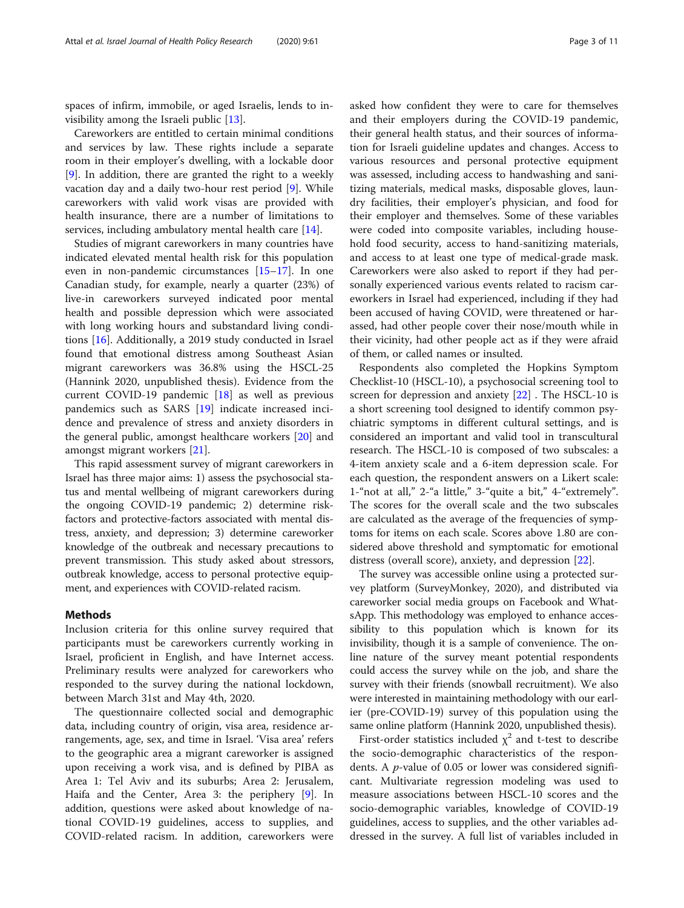spaces of infirm, immobile, or aged Israelis, lends to invisibility among the Israeli public [13].

Careworkers are entitled to certain minimal conditions and services by law. These rights include a separate room in their employer's dwelling, with a lockable door [9]. In addition, there are granted the right to a weekly vacation day and a daily two-hour rest period [9]. While careworkers with valid work visas are provided with health insurance, there are a number of limitations to services, including ambulatory mental health care [14].

Studies of migrant careworkers in many countries have indicated elevated mental health risk for this population even in non-pandemic circumstances [15–17]. In one Canadian study, for example, nearly a quarter (23%) of live-in careworkers surveyed indicated poor mental health and possible depression which were associated with long working hours and substandard living conditions [16]. Additionally, a 2019 study conducted in Israel found that emotional distress among Southeast Asian migrant careworkers was 36.8% using the HSCL-25 (Hannink 2020, unpublished thesis). Evidence from the current COVID-19 pandemic [18] as well as previous pandemics such as SARS [19] indicate increased incidence and prevalence of stress and anxiety disorders in the general public, amongst healthcare workers [20] and amongst migrant workers [21].

This rapid assessment survey of migrant careworkers in Israel has three major aims: 1) assess the psychosocial status and mental wellbeing of migrant careworkers during the ongoing COVID-19 pandemic; 2) determine risk-factors and protective-factors associated with mental distress, anxiety, and depression; 3) determine careworker knowledge of the outbreak and necessary precautions to prevent transmission. This study asked about stressors, outbreak knowledge, access to personal protective equipment, and experiences with COVID-related racism.

## Methods

Inclusion criteria for this online survey required that participants must be careworkers currently working in Israel, proficient in English, and have Internet access. Preliminary results were analyzed for careworkers who responded to the survey during the national lockdown, between March 31st and May 4th, 2020.

The questionnaire collected social and demographic data, including country of origin, visa area, residence arrangements, age, sex, and time in Israel. 'Visa area' refers to the geographic area a migrant careworker is assigned upon receiving a work visa, and is defined by PIBA as Area 1: Tel Aviv and its suburbs; Area 2: Jerusalem, Haifa and the Center, Area 3: the periphery [9]. In addition, questions were asked about knowledge of national COVID-19 guidelines, access to supplies, and COVID-related racism. In addition, careworkers were asked how confident they were to care for themselves and their employers during the COVID-19 pandemic, their general health status, and their sources of information for Israeli guideline updates and changes. Access to various resources and personal protective equipment was assessed, including access to handwashing and sanitizing materials, medical masks, disposable gloves, laundry facilities, their employer's physician, and food for their employer and themselves. Some of these variables were coded into composite variables, including household food security, access to hand-sanitizing materials, and access to at least one type of medical-grade mask. Careworkers were also asked to report if they had personally experienced various events related to racism careworkers in Israel had experienced, including if they had been accused of having COVID, were threatened or harassed, had other people cover their nose/mouth while in their vicinity, had other people act as if they were afraid of them, or called names or insulted.

Respondents also completed the Hopkins Symptom Checklist-10 (HSCL-10), a psychosocial screening tool to screen for depression and anxiety [22] . The HSCL-10 is a short screening tool designed to identify common psychiatric symptoms in different cultural settings, and is considered an important and valid tool in transcultural research. The HSCL-10 is composed of two subscales: a 4-item anxiety scale and a 6-item depression scale. For each question, the respondent answers on a Likert scale: 1-"not at all," 2-"a little," 3-"quite a bit," 4-"extremely". The scores for the overall scale and the two subscales are calculated as the average of the frequencies of symptoms for items on each scale. Scores above 1.80 are considered above threshold and symptomatic for emotional distress (overall score), anxiety, and depression [22].

The survey was accessible online using a protected survey platform (SurveyMonkey, 2020), and distributed via careworker social media groups on Facebook and WhatsApp. This methodology was employed to enhance accessibility to this population which is known for its invisibility, though it is a sample of convenience. The online nature of the survey meant potential respondents could access the survey while on the job, and share the survey with their friends (snowball recruitment). We also were interested in maintaining methodology with our earlier (pre-COVID-19) survey of this population using the same online platform (Hannink 2020, unpublished thesis).

First-order statistics included $\chi^2$ and t-test to describe the socio-demographic characteristics of the respondents. A $p$-value of 0.05 or lower was considered significant. Multivariate regression modeling was used to measure associations between HSCL-10 scores and the socio-demographic variables, knowledge of COVID-19 guidelines, access to supplies, and the other variables addressed in the survey. A full list of variables included in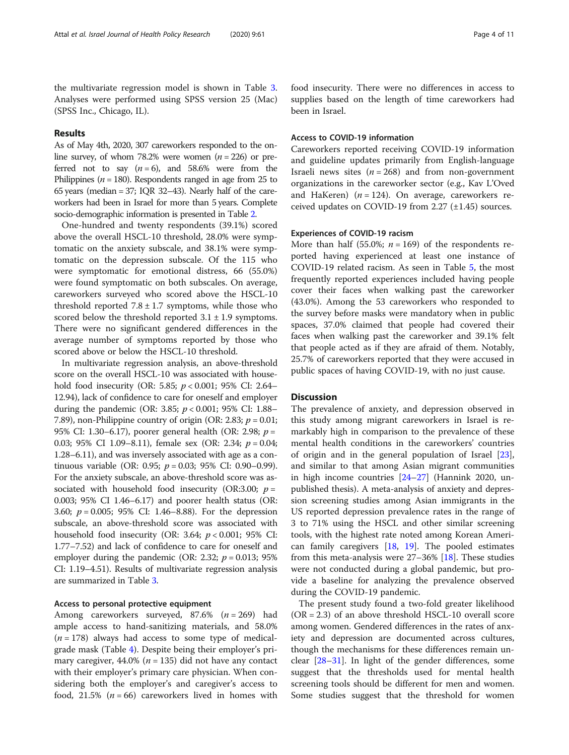the multivariate regression model is shown in Table 3. Analyses were performed using SPSS version 25 (Mac) (SPSS Inc., Chicago, IL).

## Results

As of May 4th, 2020, 307 careworkers responded to the online survey, of whom 78.2% were women ($n = 226$) or preferred not to say ($n = 6$), and 58.6% were from the Philippines ($n = 180$). Respondents ranged in age from 25 to 65 years (median = 37; IQR 32–43). Nearly half of the careworkers had been in Israel for more than 5 years. Complete socio-demographic information is presented in Table 2.

One-hundred and twenty respondents (39.1%) scored above the overall HSCL-10 threshold, 28.0% were symptomatic on the anxiety subscale, and 38.1% were symptomatic on the depression subscale. Of the 115 who were symptomatic for emotional distress, 66 (55.0%) were found symptomatic on both subscales. On average, careworkers surveyed who scored above the HSCL-10 threshold reported $7.8 \pm 1.7$ symptoms, while those who scored below the threshold reported $3.1 \pm 1.9$ symptoms. There were no significant gendered differences in the average number of symptoms reported by those who scored above or below the HSCL-10 threshold.

In multivariate regression analysis, an above-threshold score on the overall HSCL-10 was associated with household food insecurity (OR: 5.85; $p < 0.001$; 95% CI: 2.64–12.94), lack of confidence to care for oneself and employer during the pandemic (OR: 3.85; $p < 0.001$; 95% CI: 1.88–7.89), non-Philippine country of origin (OR: 2.83; $p = 0.01$; 95% CI: 1.30–6.17), poorer general health (OR: 2.98; $p = 0.03$; 95% CI 1.09–8.11), female sex (OR: 2.34; $p = 0.04$; 1.28–6.11), and was inversely associated with age as a continuous variable (OR: 0.95; $p = 0.03$; 95% CI: 0.90–0.99). For the anxiety subscale, an above-threshold score was associated with household food insecurity (OR:3.00; $p = 0.003$; 95% CI 1.46–6.17) and poorer health status (OR: 3.60; $p = 0.005$; 95% CI: 1.46–8.88). For the depression subscale, an above-threshold score was associated with household food insecurity (OR: 3.64; $p < 0.001$; 95% CI: 1.77–7.52) and lack of confidence to care for oneself and employer during the pandemic (OR: 2.32; $p = 0.013$; 95% CI: 1.19–4.51). Results of multivariate regression analysis are summarized in Table 3.

### Access to personal protective equipment

Among careworkers surveyed, 87.6% ($n = 269$) had ample access to hand-sanitizing materials, and 58.0% ($n = 178$) always had access to some type of medical-grade mask (Table 4). Despite being their employer's primary caregiver, 44.0% ($n = 135$) did not have any contact with their employer's primary care physician. When considering both the employer's and caregiver's access to food, 21.5% ($n = 66$) careworkers lived in homes with food insecurity. There were no differences in access to supplies based on the length of time careworkers had been in Israel.

### Access to COVID-19 information

Careworkers reported receiving COVID-19 information and guideline updates primarily from English-language Israeli news sites ($n = 268$) and from non-government organizations in the careworker sector (e.g., Kav L'Oved and HaKeren) ($n = 124$). On average, careworkers received updates on COVID-19 from 2.27 (±1.45) sources.

### Experiences of COVID-19 racism

More than half (55.0%; $n = 169$) of the respondents reported having experienced at least one instance of COVID-19 related racism. As seen in Table 5, the most frequently reported experiences included having people cover their faces when walking past the careworker (43.0%). Among the 53 careworkers who responded to the survey before masks were mandatory when in public spaces, 37.0% claimed that people had covered their faces when walking past the careworker and 39.1% felt that people acted as if they are afraid of them. Notably, 25.7% of careworkers reported that they were accused in public spaces of having COVID-19, with no just cause.

## Discussion

The prevalence of anxiety, and depression observed in this study among migrant careworkers in Israel is remarkably high in comparison to the prevalence of these mental health conditions in the careworkers' countries of origin and in the general population of Israel [23], and similar to that among Asian migrant communities in high income countries [24–27] (Hannink 2020, unpublished thesis). A meta-analysis of anxiety and depression screening studies among Asian immigrants in the US reported depression prevalence rates in the range of 3 to 71% using the HSCL and other similar screening tools, with the highest rate noted among Korean American family caregivers [18, 19]. The pooled estimates from this meta-analysis were 27–36% [18]. These studies were not conducted during a global pandemic, but provide a baseline for analyzing the prevalence observed during the COVID-19 pandemic.

The present study found a two-fold greater likelihood (OR = 2.3) of an above threshold HSCL-10 overall score among women. Gendered differences in the rates of anxiety and depression are documented across cultures, though the mechanisms for these differences remain unclear [28–31]. In light of the gender differences, some suggest that the thresholds used for mental health screening tools should be different for men and women. Some studies suggest that the threshold for women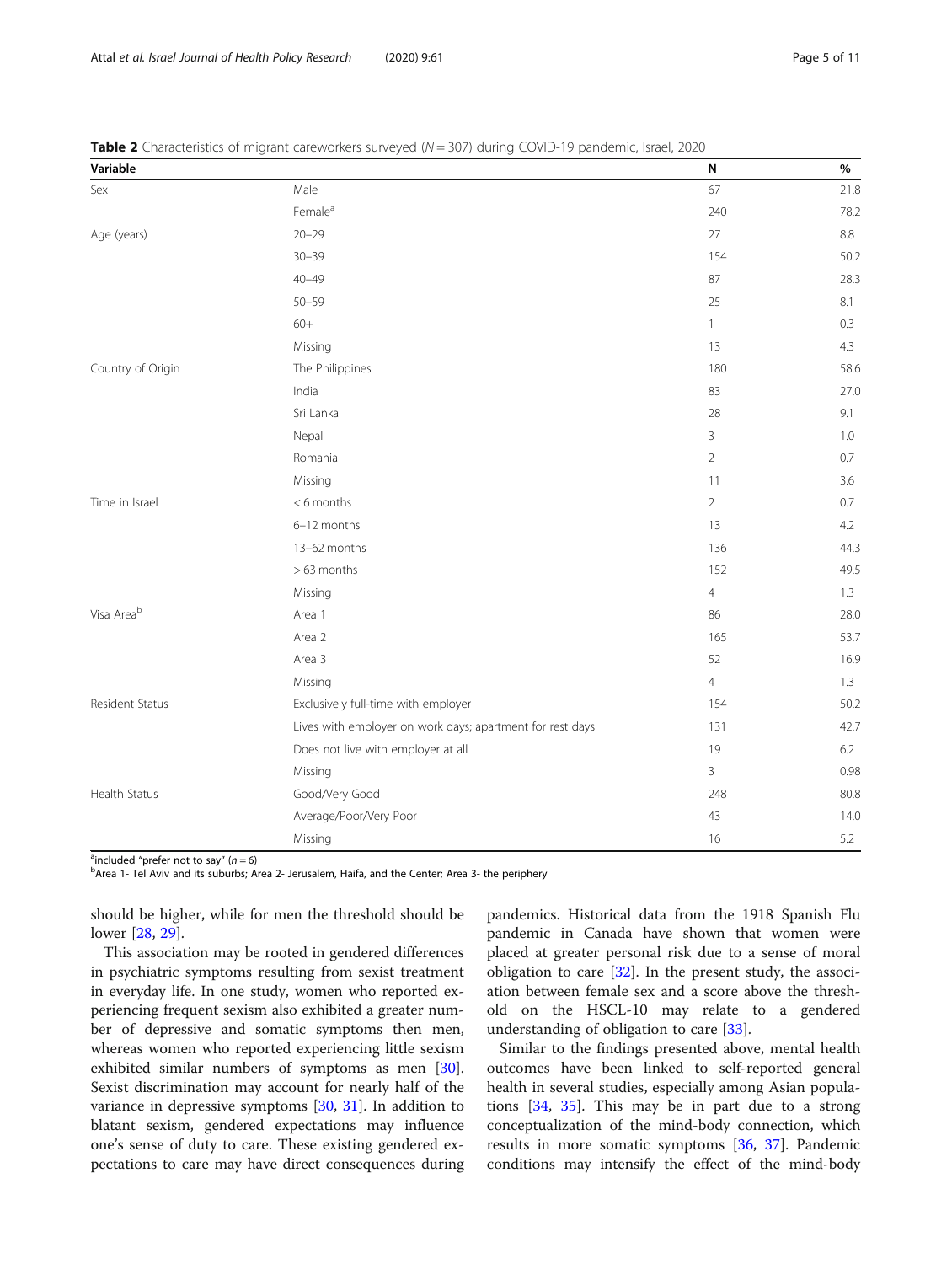**Table 2** Characteristics of migrant careworkers surveyed (*N* = 307) during COVID-19 pandemic, Israel, 2020

| Variable | | N | % |
|---|---|---|---|
| Sex | Male | 67 | 21.8 |
| | Female[a] | 240 | 78.2 |
| Age (years) | 20–29 | 27 | 8.8 |
| | 30–39 | 154 | 50.2 |
| | 40–49 | 87 | 28.3 |
| | 50–59 | 25 | 8.1 |
| | 60+ | 1 | 0.3 |
| | Missing | 13 | 4.3 |
| Country of Origin | The Philippines | 180 | 58.6 |
| | India | 83 | 27.0 |
| | Sri Lanka | 28 | 9.1 |
| | Nepal | 3 | 1.0 |
| | Romania | 2 | 0.7 |
| | Missing | 11 | 3.6 |
| Time in Israel | < 6 months | 2 | 0.7 |
| | 6–12 months | 13 | 4.2 |
| | 13–62 months | 136 | 44.3 |
| | > 63 months | 152 | 49.5 |
| | Missing | 4 | 1.3 |
| Visa Area[b] | Area 1 | 86 | 28.0 |
| | Area 2 | 165 | 53.7 |
| | Area 3 | 52 | 16.9 |
| | Missing | 4 | 1.3 |
| Resident Status | Exclusively full-time with employer | 154 | 50.2 |
| | Lives with employer on work days; apartment for rest days | 131 | 42.7 |
| | Does not live with employer at all | 19 | 6.2 |
| | Missing | 3 | 0.98 |
| Health Status | Good/Very Good | 248 | 80.8 |
| | Average/Poor/Very Poor | 43 | 14.0 |
| | Missing | 16 | 5.2 |

[a]included "prefer not to say" (*n* = 6)
[b]Area 1- Tel Aviv and its suburbs; Area 2- Jerusalem, Haifa, and the Center; Area 3- the periphery

should be higher, while for men the threshold should be lower [28, 29].

This association may be rooted in gendered differences in psychiatric symptoms resulting from sexist treatment in everyday life. In one study, women who reported experiencing frequent sexism also exhibited a greater number of depressive and somatic symptoms then men, whereas women who reported experiencing little sexism exhibited similar numbers of symptoms as men [30]. Sexist discrimination may account for nearly half of the variance in depressive symptoms [30, 31]. In addition to blatant sexism, gendered expectations may influence one's sense of duty to care. These existing gendered expectations to care may have direct consequences during pandemics. Historical data from the 1918 Spanish Flu pandemic in Canada have shown that women were placed at greater personal risk due to a sense of moral obligation to care [32]. In the present study, the association between female sex and a score above the threshold on the HSCL-10 may relate to a gendered understanding of obligation to care [33].

Similar to the findings presented above, mental health outcomes have been linked to self-reported general health in several studies, especially among Asian populations [34, 35]. This may be in part due to a strong conceptualization of the mind-body connection, which results in more somatic symptoms [36, 37]. Pandemic conditions may intensify the effect of the mind-body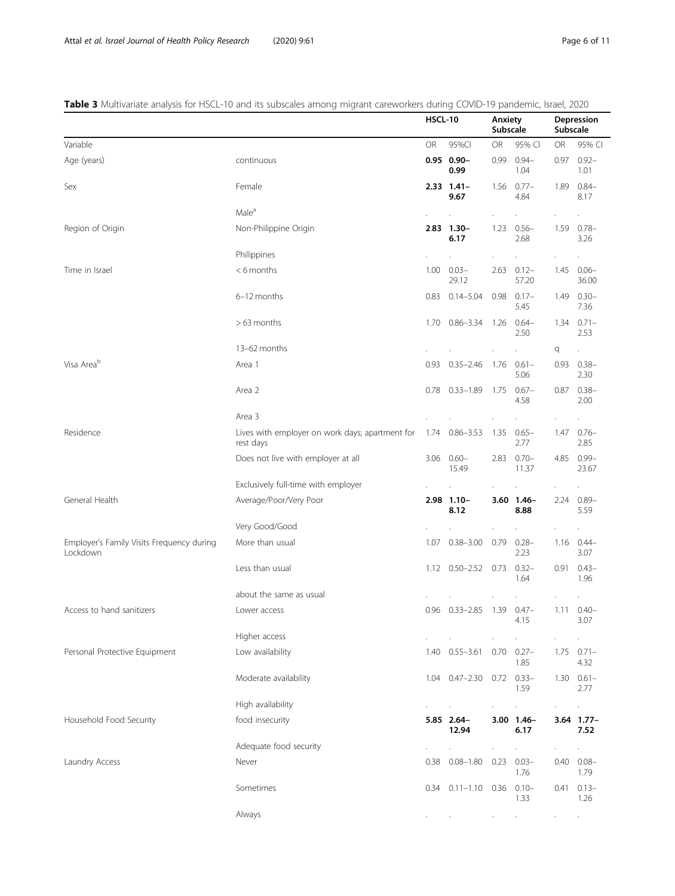**Table 3** Multivariate analysis for HSCL-10 and its subscales among migrant careworkers during COVID-19 pandemic, Israel, 2020

| | | HSCL-10 | | Anxiety Subscale | | Depression Subscale | |
|---|---|---|---|---|---|---|---|
| Variable | | OR | 95%CI | OR | 95% CI | OR | 95% CI |
| Age (years) | continuous | **0.95** | **0.90–0.99** | 0.99 | 0.94–1.04 | 0.97 | 0.92–1.01 |
| Sex | Female | **2.33** | **1.41–9.67** | 1.56 | 0.77–4.84 | 1.89 | 0.84–8.17 |
| | Male[a] | . | . | . | . | . | . |
| Region of Origin | Non-Philippine Origin | **2.83** | **1.30–6.17** | 1.23 | 0.56–2.68 | 1.59 | 0.78–3.26 |
| | Philippines | . | . | . | . | . | . |
| Time in Israel | < 6 months | 1.00 | 0.03–29.12 | 2.63 | 0.12–57.20 | 1.45 | 0.06–36.00 |
| | 6–12 months | 0.83 | 0.14–5.04 | 0.98 | 0.17–5.45 | 1.49 | 0.30–7.36 |
| | > 63 months | 1.70 | 0.86–3.34 | 1.26 | 0.64–2.50 | 1.34 | 0.71–2.53 |
| | 13–62 months | . | . | . | . | q | . |
| Visa Area[b] | Area 1 | 0.93 | 0.35–2.46 | 1.76 | 0.61–5.06 | 0.93 | 0.38–2.30 |
| | Area 2 | 0.78 | 0.33–1.89 | 1.75 | 0.67–4.58 | 0.87 | 0.38–2.00 |
| | Area 3 | . | . | . | . | . | . |
| Residence | Lives with employer on work days; apartment for rest days | 1.74 | 0.86–3.53 | 1.35 | 0.65–2.77 | 1.47 | 0.76–2.85 |
| | Does not live with employer at all | 3.06 | 0.60–15.49 | 2.83 | 0.70–11.37 | 4.85 | 0.99–23.67 |
| | Exclusively full-time with employer | . | . | . | . | . | . |
| General Health | Average/Poor/Very Poor | **2.98** | **1.10–8.12** | **3.60** | **1.46–8.88** | 2.24 | 0.89–5.59 |
| | Very Good/Good | . | . | . | . | . | . |
| Employer's Family Visits Frequency during Lockdown | More than usual | 1.07 | 0.38–3.00 | 0.79 | 0.28–2.23 | 1.16 | 0.44–3.07 |
| | Less than usual | 1.12 | 0.50–2.52 | 0.73 | 0.32–1.64 | 0.91 | 0.43–1.96 |
| | about the same as usual | . | . | . | . | . | . |
| Access to hand sanitizers | Lower access | 0.96 | 0.33–2.85 | 1.39 | 0.47–4.15 | 1.11 | 0.40–3.07 |
| | Higher access | . | . | . | . | . | . |
| Personal Protective Equipment | Low availability | 1.40 | 0.55–3.61 | 0.70 | 0.27–1.85 | 1.75 | 0.71–4.32 |
| | Moderate availability | 1.04 | 0.47–2.30 | 0.72 | 0.33–1.59 | 1.30 | 0.61–2.77 |
| | High availability | . | . | . | . | . | . |
| Household Food Security | food insecurity | **5.85** | **2.64–12.94** | **3.00** | **1.46–6.17** | **3.64** | **1.77–7.52** |
| | Adequate food security | . | . | . | . | . | . |
| Laundry Access | Never | 0.38 | 0.08–1.80 | 0.23 | 0.03–1.76 | 0.40 | 0.08–1.79 |
| | Sometimes | 0.34 | 0.11–1.10 | 0.36 | 0.10–1.33 | 0.41 | 0.13–1.26 |
| | Always | . | . | . | . | . | . |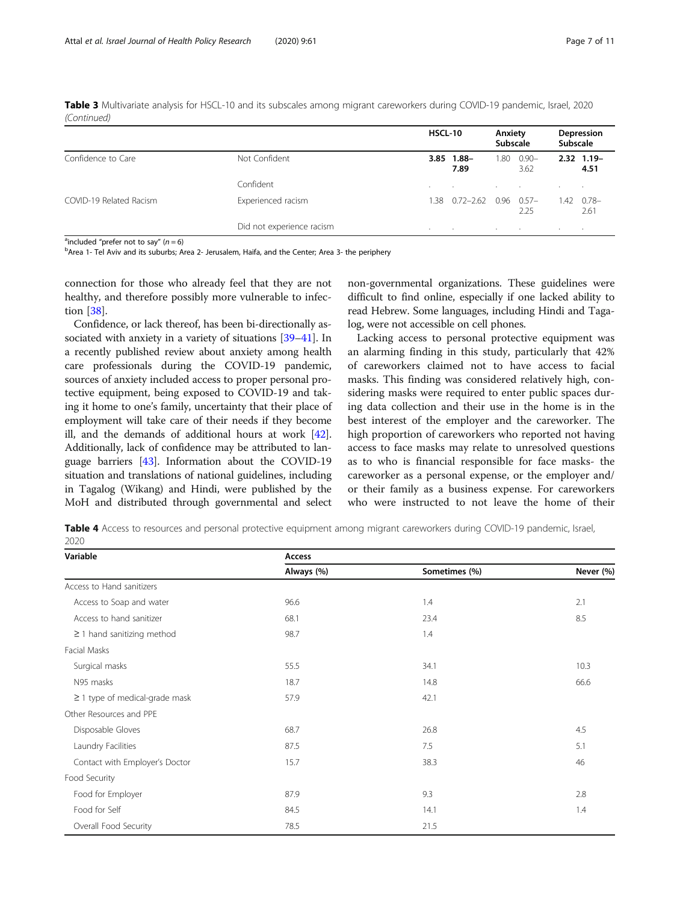**Table 3** Multivariate analysis for HSCL-10 and its subscales among migrant careworkers during COVID-19 pandemic, Israel, 2020 *(Continued)*

| | | HSCL-10 | | Anxiety Subscale | | Depression Subscale | |
|---|---|---|---|---|---|---|---|
| Confidence to Care | Not Confident | **3.85** | **1.88–7.89** | 1.80 | 0.90–3.62 | **2.32** | **1.19–4.51** |
| | Confident | . | . | . | . | . | . |
| COVID-19 Related Racism | Experienced racism | 1.38 | 0.72–2.62 | 0.96 | 0.57–2.25 | 1.42 | 0.78–2.61 |
| | Did not experience racism | . | . | . | . | . | . |

[a]included "prefer not to say" ($n = 6$)
[b]Area 1- Tel Aviv and its suburbs; Area 2- Jerusalem, Haifa, and the Center; Area 3- the periphery

connection for those who already feel that they are not healthy, and therefore possibly more vulnerable to infection [38].

Confidence, or lack thereof, has been bi-directionally associated with anxiety in a variety of situations [39–41]. In a recently published review about anxiety among health care professionals during the COVID-19 pandemic, sources of anxiety included access to proper personal protective equipment, being exposed to COVID-19 and taking it home to one's family, uncertainty that their place of employment will take care of their needs if they become ill, and the demands of additional hours at work [42]. Additionally, lack of confidence may be attributed to language barriers [43]. Information about the COVID-19 situation and translations of national guidelines, including in Tagalog (Wikang) and Hindi, were published by the MoH and distributed through governmental and select non-governmental organizations. These guidelines were difficult to find online, especially if one lacked ability to read Hebrew. Some languages, including Hindi and Tagalog, were not accessible on cell phones.

Lacking access to personal protective equipment was an alarming finding in this study, particularly that 42% of careworkers claimed not to have access to facial masks. This finding was considered relatively high, considering masks were required to enter public spaces during data collection and their use in the home is in the best interest of the employer and the careworker. The high proportion of careworkers who reported not having access to face masks may relate to unresolved questions as to who is financial responsible for face masks- the careworker as a personal expense, or the employer and/or their family as a business expense. For careworkers who were instructed to not leave the home of their

**Table 4** Access to resources and personal protective equipment among migrant careworkers during COVID-19 pandemic, Israel, 2020

| Variable | Access | | |
|---|---|---|---|
| | Always (%) | Sometimes (%) | Never (%) |
| Access to Hand sanitizers | | | |
| Access to Soap and water | 96.6 | 1.4 | 2.1 |
| Access to hand sanitizer | 68.1 | 23.4 | 8.5 |
| ≥ 1 hand sanitizing method | 98.7 | 1.4 | |
| Facial Masks | | | |
| Surgical masks | 55.5 | 34.1 | 10.3 |
| N95 masks | 18.7 | 14.8 | 66.6 |
| ≥ 1 type of medical-grade mask | 57.9 | 42.1 | |
| Other Resources and PPE | | | |
| Disposable Gloves | 68.7 | 26.8 | 4.5 |
| Laundry Facilities | 87.5 | 7.5 | 5.1 |
| Contact with Employer's Doctor | 15.7 | 38.3 | 46 |
| Food Security | | | |
| Food for Employer | 87.9 | 9.3 | 2.8 |
| Food for Self | 84.5 | 14.1 | 1.4 |
| Overall Food Security | 78.5 | 21.5 | |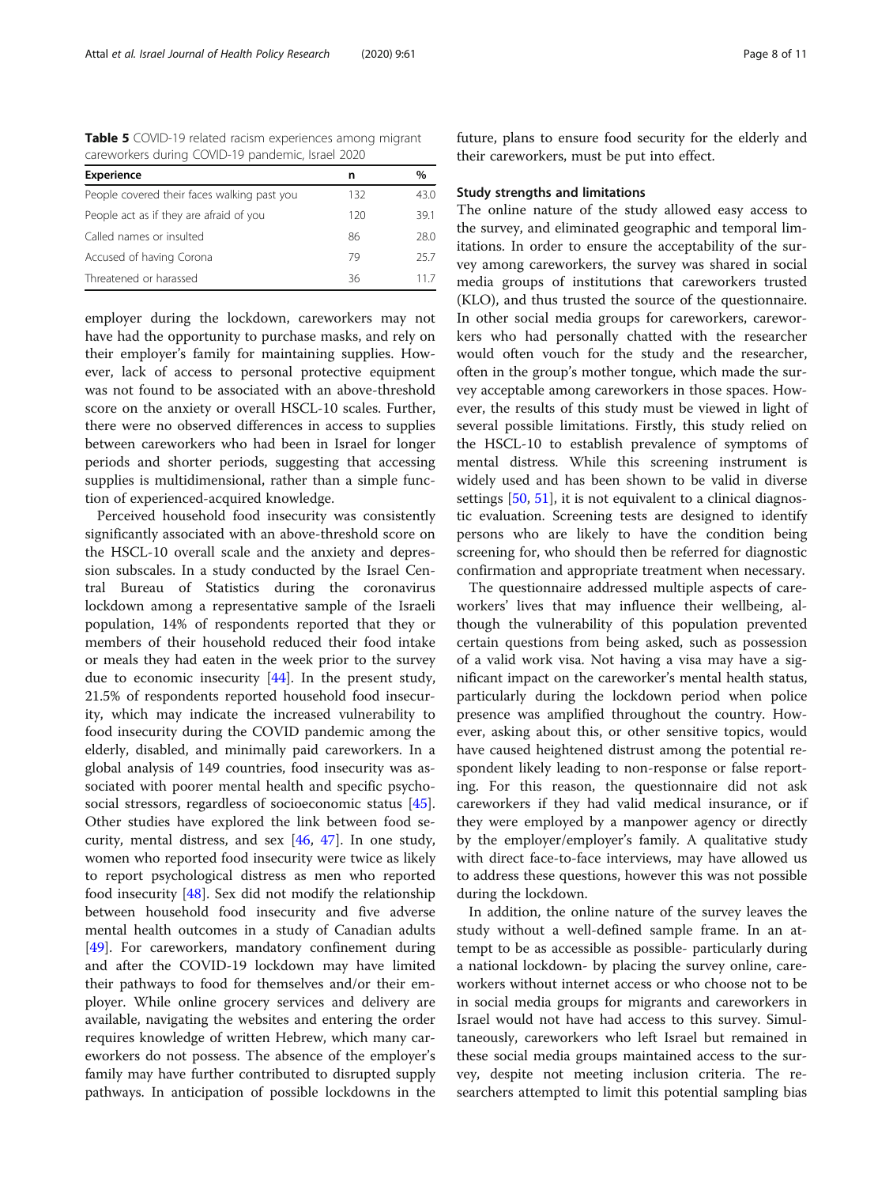**Table 5** COVID-19 related racism experiences among migrant careworkers during COVID-19 pandemic, Israel 2020

| Experience | n | % |
|---|---|---|
| People covered their faces walking past you | 132 | 43.0 |
| People act as if they are afraid of you | 120 | 39.1 |
| Called names or insulted | 86 | 28.0 |
| Accused of having Corona | 79 | 25.7 |
| Threatened or harassed | 36 | 11.7 |

employer during the lockdown, careworkers may not have had the opportunity to purchase masks, and rely on their employer's family for maintaining supplies. However, lack of access to personal protective equipment was not found to be associated with an above-threshold score on the anxiety or overall HSCL-10 scales. Further, there were no observed differences in access to supplies between careworkers who had been in Israel for longer periods and shorter periods, suggesting that accessing supplies is multidimensional, rather than a simple function of experienced-acquired knowledge.

Perceived household food insecurity was consistently significantly associated with an above-threshold score on the HSCL-10 overall scale and the anxiety and depression subscales. In a study conducted by the Israel Central Bureau of Statistics during the coronavirus lockdown among a representative sample of the Israeli population, 14% of respondents reported that they or members of their household reduced their food intake or meals they had eaten in the week prior to the survey due to economic insecurity [44]. In the present study, 21.5% of respondents reported household food insecurity, which may indicate the increased vulnerability to food insecurity during the COVID pandemic among the elderly, disabled, and minimally paid careworkers. In a global analysis of 149 countries, food insecurity was associated with poorer mental health and specific psychosocial stressors, regardless of socioeconomic status [45]. Other studies have explored the link between food security, mental distress, and sex [46, 47]. In one study, women who reported food insecurity were twice as likely to report psychological distress as men who reported food insecurity [48]. Sex did not modify the relationship between household food insecurity and five adverse mental health outcomes in a study of Canadian adults [49]. For careworkers, mandatory confinement during and after the COVID-19 lockdown may have limited their pathways to food for themselves and/or their employer. While online grocery services and delivery are available, navigating the websites and entering the order requires knowledge of written Hebrew, which many careworkers do not possess. The absence of the employer's family may have further contributed to disrupted supply pathways. In anticipation of possible lockdowns in the future, plans to ensure food security for the elderly and their careworkers, must be put into effect.

### Study strengths and limitations

The online nature of the study allowed easy access to the survey, and eliminated geographic and temporal limitations. In order to ensure the acceptability of the survey among careworkers, the survey was shared in social media groups of institutions that careworkers trusted (KLO), and thus trusted the source of the questionnaire. In other social media groups for careworkers, careworkers who had personally chatted with the researcher would often vouch for the study and the researcher, often in the group's mother tongue, which made the survey acceptable among careworkers in those spaces. However, the results of this study must be viewed in light of several possible limitations. Firstly, this study relied on the HSCL-10 to establish prevalence of symptoms of mental distress. While this screening instrument is widely used and has been shown to be valid in diverse settings [50, 51], it is not equivalent to a clinical diagnostic evaluation. Screening tests are designed to identify persons who are likely to have the condition being screening for, who should then be referred for diagnostic confirmation and appropriate treatment when necessary.

The questionnaire addressed multiple aspects of careworkers' lives that may influence their wellbeing, although the vulnerability of this population prevented certain questions from being asked, such as possession of a valid work visa. Not having a visa may have a significant impact on the careworker's mental health status, particularly during the lockdown period when police presence was amplified throughout the country. However, asking about this, or other sensitive topics, would have caused heightened distrust among the potential respondent likely leading to non-response or false reporting. For this reason, the questionnaire did not ask careworkers if they had valid medical insurance, or if they were employed by a manpower agency or directly by the employer/employer's family. A qualitative study with direct face-to-face interviews, may have allowed us to address these questions, however this was not possible during the lockdown.

In addition, the online nature of the survey leaves the study without a well-defined sample frame. In an attempt to be as accessible as possible- particularly during a national lockdown- by placing the survey online, careworkers without internet access or who choose not to be in social media groups for migrants and careworkers in Israel would not have had access to this survey. Simultaneously, careworkers who left Israel but remained in these social media groups maintained access to the survey, despite not meeting inclusion criteria. The researchers attempted to limit this potential sampling bias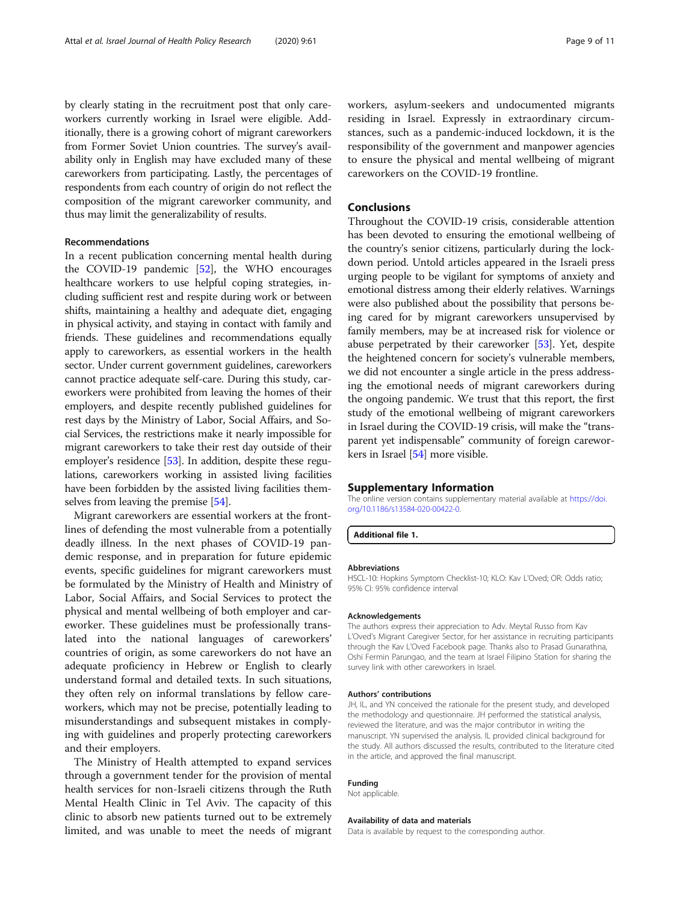by clearly stating in the recruitment post that only careworkers currently working in Israel were eligible. Additionally, there is a growing cohort of migrant careworkers from Former Soviet Union countries. The survey's availability only in English may have excluded many of these careworkers from participating. Lastly, the percentages of respondents from each country of origin do not reflect the composition of the migrant careworker community, and thus may limit the generalizability of results.

### Recommendations

In a recent publication concerning mental health during the COVID-19 pandemic [52], the WHO encourages healthcare workers to use helpful coping strategies, including sufficient rest and respite during work or between shifts, maintaining a healthy and adequate diet, engaging in physical activity, and staying in contact with family and friends. These guidelines and recommendations equally apply to careworkers, as essential workers in the health sector. Under current government guidelines, careworkers cannot practice adequate self-care. During this study, careworkers were prohibited from leaving the homes of their employers, and despite recently published guidelines for rest days by the Ministry of Labor, Social Affairs, and Social Services, the restrictions make it nearly impossible for migrant careworkers to take their rest day outside of their employer's residence [53]. In addition, despite these regulations, careworkers working in assisted living facilities have been forbidden by the assisted living facilities themselves from leaving the premise [54].

Migrant careworkers are essential workers at the frontlines of defending the most vulnerable from a potentially deadly illness. In the next phases of COVID-19 pandemic response, and in preparation for future epidemic events, specific guidelines for migrant careworkers must be formulated by the Ministry of Health and Ministry of Labor, Social Affairs, and Social Services to protect the physical and mental wellbeing of both employer and careworker. These guidelines must be professionally translated into the national languages of careworkers' countries of origin, as some careworkers do not have an adequate proficiency in Hebrew or English to clearly understand formal and detailed texts. In such situations, they often rely on informal translations by fellow careworkers, which may not be precise, potentially leading to misunderstandings and subsequent mistakes in complying with guidelines and properly protecting careworkers and their employers.

The Ministry of Health attempted to expand services through a government tender for the provision of mental health services for non-Israeli citizens through the Ruth Mental Health Clinic in Tel Aviv. The capacity of this clinic to absorb new patients turned out to be extremely limited, and was unable to meet the needs of migrant workers, asylum-seekers and undocumented migrants residing in Israel. Expressly in extraordinary circumstances, such as a pandemic-induced lockdown, it is the responsibility of the government and manpower agencies to ensure the physical and mental wellbeing of migrant careworkers on the COVID-19 frontline.

## Conclusions

Throughout the COVID-19 crisis, considerable attention has been devoted to ensuring the emotional wellbeing of the country's senior citizens, particularly during the lockdown period. Untold articles appeared in the Israeli press urging people to be vigilant for symptoms of anxiety and emotional distress among their elderly relatives. Warnings were also published about the possibility that persons being cared for by migrant careworkers unsupervised by family members, may be at increased risk for violence or abuse perpetrated by their careworker [53]. Yet, despite the heightened concern for society's vulnerable members, we did not encounter a single article in the press addressing the emotional needs of migrant careworkers during the ongoing pandemic. We trust that this report, the first study of the emotional wellbeing of migrant careworkers in Israel during the COVID-19 crisis, will make the "transparent yet indispensable" community of foreign careworkers in Israel [54] more visible.

## Supplementary Information

The online version contains supplementary material available at https://doi.org/10.1186/s13584-020-00422-0.

**Additional file 1.**

#### Abbreviations

HSCL-10: Hopkins Symptom Checklist-10; KLO: Kav L'Oved; OR: Odds ratio; 95% CI: 95% confidence interval

#### Acknowledgements

The authors express their appreciation to Adv. Meytal Russo from Kav L'Oved's Migrant Caregiver Sector, for her assistance in recruiting participants through the Kav L'Oved Facebook page. Thanks also to Prasad Gunarathna, Oshi Fermin Parungao, and the team at Israel Filipino Station for sharing the survey link with other careworkers in Israel.

#### Authors' contributions

JH, IL, and YN conceived the rationale for the present study, and developed the methodology and questionnaire. JH performed the statistical analysis, reviewed the literature, and was the major contributor in writing the manuscript. YN supervised the analysis. IL provided clinical background for the study. All authors discussed the results, contributed to the literature cited in the article, and approved the final manuscript.

#### Funding

Not applicable.

#### Availability of data and materials

Data is available by request to the corresponding author.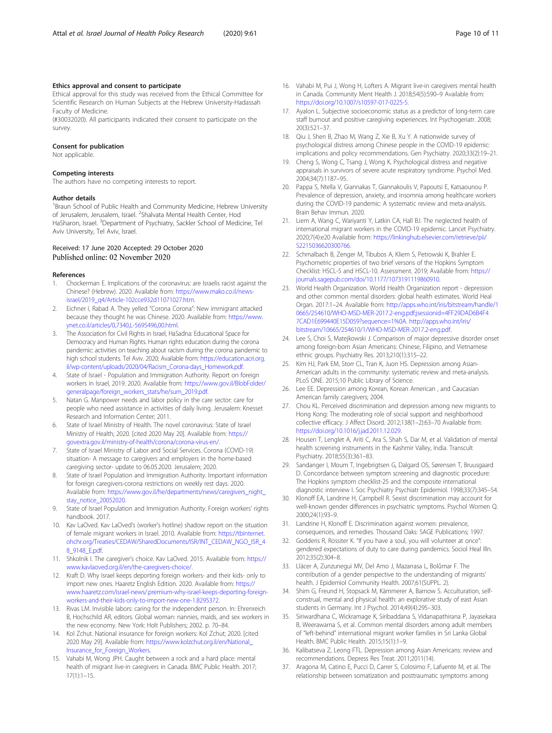### Ethics approval and consent to participate

Ethical approval for this study was received from the Ethical Committee for Scientific Research on Human Subjects at the Hebrew University-Hadassah Faculty of Medicine.
(#30032020). All participants indicated their consent to participate on the survey.

### Consent for publication

Not applicable.

### Competing interests

The authors have no competing interests to report.

### Author details

[1]Braun School of Public Health and Community Medicine, Hebrew University of Jerusalem, Jerusalem, Israel. [2]Shalvata Mental Health Center, Hod HaSharon, Israel. [3]Department of Psychiatry, Sackler School of Medicine, Tel Aviv University, Tel Aviv, Israel.

Received: 17 June 2020 Accepted: 29 October 2020
Published online: 02 November 2020

### References

1. Chockerman E. Implications of the coronavirus: are Israelis racist against the Chinese? (Hebrew). 2020. Available from: https://www.mako.co.il/news-israel/2019_q4/Article-102cce932d11071027.htm.
2. Eichner I, Rabad A. They yelled "Corona Corona": New immigrant attacked because they thought he was Chinese. 2020. Available from: https://www.ynet.co.il/articles/0,7340,L-5695496,00.html.
3. The Association for Civil Rights in Israel, HaSadna: Educational Space for Democracy and Human Rights. Human rights education during the corona pandemic: activities on teaching about racism during the corona pandemic to high school students. Tel Aviv. 2020; Available from: https://education.acri.org.il/wp-content/uploads/2020/04/Racism_Corona-days_Homework.pdf.
4. State of Israel - Population and Immigration Authority. Report on foreign workers in Israel, 2019. 2020. Available from: https://www.gov.il/BlobFolder/generalpage/foreign_workers_stats/he/sum_2019.pdf.
5. Natan G. Manpower needs and labor policy in the care sector: care for people who need assistance in activities of daily living. Jerusalem: Knesset Research and Information Center; 2011.
6. State of Israel Ministry of Health. The novel coronavirus: State of Israel Ministry of Health; 2020. [cited 2020 May 20]. Available from: https://govextra.gov.il/ministry-of-health/corona/corona-virus-en/.
7. State of Israel Ministry of Labor and Social Services. Corona (COVID-19) situation- A message to caregivers and employers in the home-based caregiving sector- update to 06.05.2020. Jerusalem; 2020.
8. State of Israel Population and Immigration Authority. Important information for foreign caregivers-corona restrictions on weekly rest days. 2020. Available from: https://www.gov.il/he/departments/news/caregivers_night_stay_notice_20052020.
9. State of Israel Population and Immigration Authority. Foreign workers' rights handbook. 2017.
10. Kav LaOved. Kav LaOved's (worker's hotline) shadow report on the situation of female migrant workers in Israel. 2010. Available from: https://tbinternet.ohchr.org/Treaties/CEDAW/SharedDocuments/ISR/INT_CEDAW_NGO_ISR_48_9148_E.pdf.
11. Shkolnik I. The caregiver's choice. Kav LaOved. 2015. Available from: https://www.kavlaoved.org.il/en/the-caregivers-choice/.
12. Kraft D. Why Israel keeps deporting foreign workers- and their kids- only to import new ones. Haaretz English Edition. 2020. Available from: https://www.haaretz.com/israel-news/.premium-why-israel-keeps-deporting-foreign-workers-and-their-kids-only-to-import-new-one-1.8295372.
13. Rivas LM. Invisible labors: caring for the independent person. In: Ehrenreich B, Hochschild AR, editors. Global woman: nannies, maids, and sex workers in the new economy. New York: Holt Publishers; 2002. p. 70–84.
14. Kol Zchut. National insurance for foreign workers: Kol Zchut; 2020. [cited 2020 May 29]. Available from: https://www.kolzchut.org.il/en/National_Insurance_for_Foreign_Workers.
15. Vahabi M, Wong JPH. Caught between a rock and a hard place: mental health of migrant live-in caregivers in Canada. BMC Public Health. 2017; 17(1):1–15.
16. Vahabi M, Pui J, Wong H, Lofters A. Migrant live-in caregivers mental health in Canada. Community Ment Health J. 2018;54(5):590–9 Available from: https://doi.org/10.1007/s10597-017-0225-5.
17. Ayalon L. Subjective socioeconomic status as a predictor of long-term care staff burnout and positive caregiving experiences. Int Psychogeriatr. 2008; 20(3):521–37.
18. Qiu J, Shen B, Zhao M, Wang Z, Xie B, Xu Y. A nationwide survey of psychological distress among Chinese people in the COVID-19 epidemic: implications and policy recommendations. Gen Psychiatry. 2020;33(2):19–21.
19. Cheng S, Wong C, Tsang J, Wong K. Psychological distress and negative appraisals in survivors of severe acute respiratory syndrome. Psychol Med. 2004;34(7):1187–95.
20. Pappa S, Ntella V, Giannakas T, Giannakoulis V, Papoutsi E, Katsaounou P. Prevalence of depression, anxiety, and insomnia among healthcare workers during the COVID-19 pandemic: A systematic review and meta-analysis. Brain Behav Immun. 2020.
21. Liem A, Wang C, Wariyanti Y, Latkin CA, Hall BJ. The neglected health of international migrant workers in the COVID-19 epidemic. Lancet Psychiatry. 2020;7(4):e20 Available from: https://linkinghub.elsevier.com/retrieve/pii/S2215036620300766.
22. Schmalbach B, Zenger M, Tibubos A, Kliem S, Petrowski K, Brahler E. Psychometric properties of two brief versons of the Hopkins Symptom Checklist: HSCL-5 and HSCL-10. Assessment. 2019; Available from: https://journals.sagepub.com/doi/10.1177/1073191119860910.
23. World Health Organization. World Health Organization report - depression and other common mental disorders: global health estimates. World Heal Organ. 2017:1–24. Available from: http://apps.who.int/iris/bitstream/handle/10665/254610/WHO-MSD-MER-2017.2-eng.pdf;jsessionid=4FF29DAD6B4F47CAD1E699440E15D059?sequence=1%0A. http://apps.who.int/iris/bitstream/10665/254610/1/WHO-MSD-MER-2017.2-eng.pdf.
24. Lee S, Choi S, Matejkowski J. Comparison of major depressive disorder onset among foreign-born Asian Americans: Chinese, Filipino, and Vietnamese ethnic groups. Psychiatry Res. 2013;210(1):315–22.
25. Kim HJ, Park EM, Storr CL, Tran K, Juon HS. Depression among Asian-American adults in the community: systematic review and meta-analysis. PLoS ONE. 2015;10 Public Library of Science.
26. Lee EE. Depression among Korean, Korean American , and Caucasian American family caregivers; 2004.
27. Chou KL. Perceived discrimination and depression among new migrants to Hong Kong: The moderating role of social support and neighborhood collective efficacy. J Affect Disord. 2012;138(1–2):63–70 Available from: https://doi.org/10.1016/j.jad.2011.12.029.
28. Housen T, Lenglet A, Ariti C, Ara S, Shah S, Dar M, et al. Validation of mental health screening instruments in the Kashmir Valley, India. Transcult Psychiatry. 2018;55(3):361–83.
29. Sandanger I, Moum T, Ingebrigtsen G, Dalgard OS, Sørensen T, Bruusgaard D. Concordance between symptom screening and diagnostic procedure: The Hopkins symptom checklist-25 and the composite international diagnostic interview I. Soc Psychiatry Psychiatr Epidemiol. 1998;33(7):345–54.
30. Klonoff EA, Landrine H, Campbell R. Sexist discrimination may account for well-known gender differences in psychiatric symptoms. Psychol Women Q. 2000;24(1):93–9.
31. Landrine H, Klonoff E. Discrimination against women: prevalence, consequences, and remedies. Thousand Oaks: SAGE Publications; 1997.
32. Godderis R, Rossiter K. "If you have a soul, you will volunteer at once": gendered expectations of duty to care during pandemics. Sociol Heal Illn. 2012;35(2):304–8.
33. Llácer A, Zunzunegui MV, Del Amo J, Mazarrasa L, Bolůmar F. The contribution of a gender perspective to the understanding of migrants' health. J Epidemiol Community Health. 2007;61(SUPPL. 2).
34. Shim G, Freund H, Stopsack M, Kämmerer A, Barnow S. Acculturation, self-construal, mental and physical health: an explorative study of east Asian students in Germany. Int J Psychol. 2014;49(4):295–303.
35. Siriwardhana C, Wickramage K, Siribaddana S, Vidanapathirana P, Jayasekara B, Weerawarna S, et al. Common mental disorders among adult members of "left-behind" international migrant worker families in Sri Lanka Global Health. BMC Public Health. 2015;15(1):1–9.
36. Kalibatseva Z, Leong FTL. Depression among Asian Americans: review and recommendations. Depress Res Treat. 2011;2011(14).
37. Aragona M, Catino E, Pucci D, Carrer S, Colosimo F, Lafuente M, et al. The relationship between somatization and posttraumatic symptoms among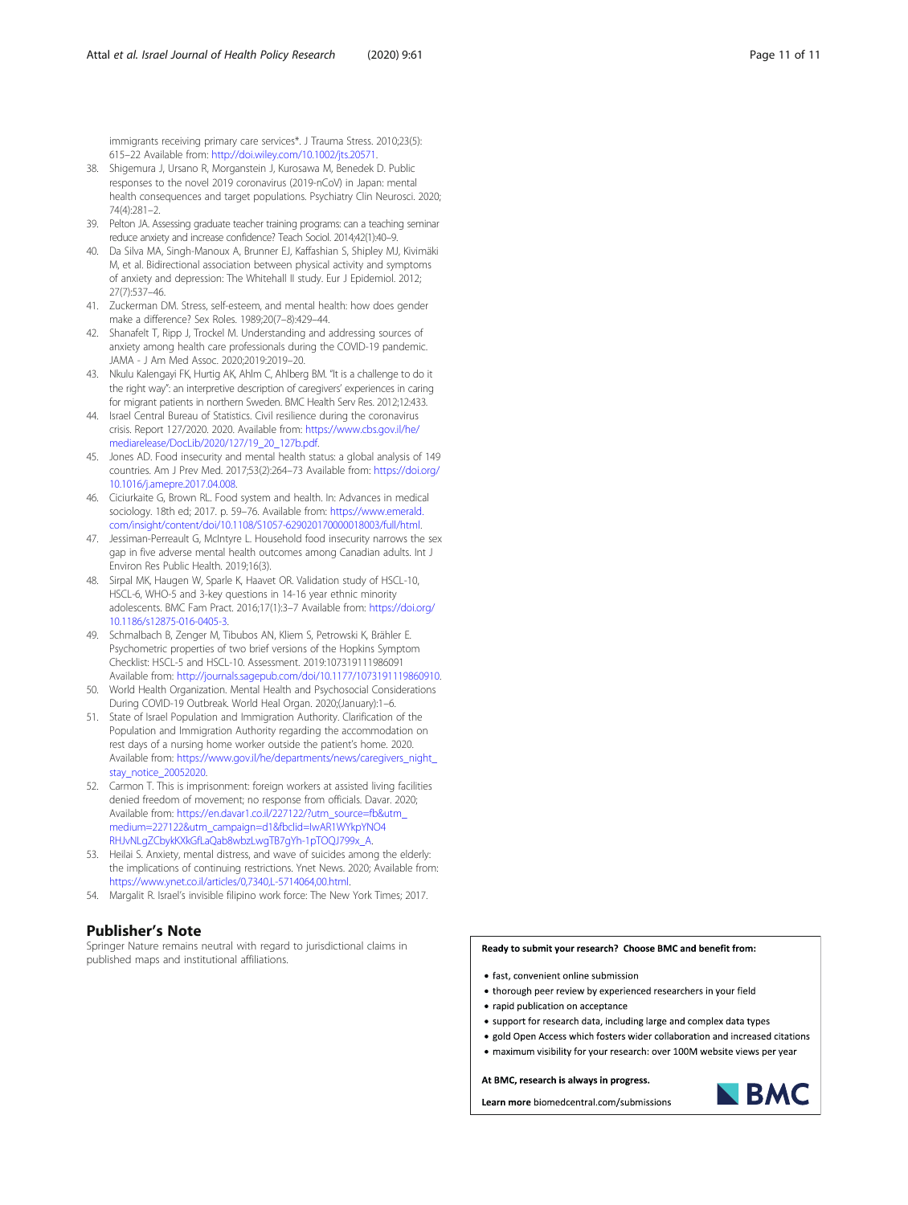immigrants receiving primary care services*. J Trauma Stress. 2010;23(5): 615–22 Available from: http://doi.wiley.com/10.1002/jts.20571.

38. Shigemura J, Ursano R, Morganstein J, Kurosawa M, Benedek D. Public responses to the novel 2019 coronavirus (2019-nCoV) in Japan: mental health consequences and target populations. Psychiatry Clin Neurosci. 2020; 74(4):281–2.
39. Pelton JA. Assessing graduate teacher training programs: can a teaching seminar reduce anxiety and increase confidence? Teach Sociol. 2014;42(1):40–9.
40. Da Silva MA, Singh-Manoux A, Brunner EJ, Kaffashian S, Shipley MJ, Kivimäki M, et al. Bidirectional association between physical activity and symptoms of anxiety and depression: The Whitehall II study. Eur J Epidemiol. 2012; 27(7):537–46.
41. Zuckerman DM. Stress, self-esteem, and mental health: how does gender make a difference? Sex Roles. 1989;20(7–8):429–44.
42. Shanafelt T, Ripp J, Trockel M. Understanding and addressing sources of anxiety among health care professionals during the COVID-19 pandemic. JAMA - J Am Med Assoc. 2020;2019:2019–20.
43. Nkulu Kalengayi FK, Hurtig AK, Ahlm C, Ahlberg BM. "It is a challenge to do it the right way": an interpretive description of caregivers' experiences in caring for migrant patients in northern Sweden. BMC Health Serv Res. 2012;12:433.
44. Israel Central Bureau of Statistics. Civil resilience during the coronavirus crisis. Report 127/2020. 2020. Available from: https://www.cbs.gov.il/he/mediarelease/DocLib/2020/127/19_20_127b.pdf.
45. Jones AD. Food insecurity and mental health status: a global analysis of 149 countries. Am J Prev Med. 2017;53(2):264–73 Available from: https://doi.org/10.1016/j.amepre.2017.04.008.
46. Ciciurkaite G, Brown RL. Food system and health. In: Advances in medical sociology. 18th ed; 2017. p. 59–76. Available from: https://www.emerald.com/insight/content/doi/10.1108/S1057-629020170000018003/full/html.
47. Jessiman-Perreault G, McIntyre L. Household food insecurity narrows the sex gap in five adverse mental health outcomes among Canadian adults. Int J Environ Res Public Health. 2019;16(3).
48. Sirpal MK, Haugen W, Sparle K, Haavet OR. Validation study of HSCL-10, HSCL-6, WHO-5 and 3-key questions in 14-16 year ethnic minority adolescents. BMC Fam Pract. 2016;17(1):3–7 Available from: https://doi.org/10.1186/s12875-016-0405-3.
49. Schmalbach B, Zenger M, Tibubos AN, Kliem S, Petrowski K, Brähler E. Psychometric properties of two brief versions of the Hopkins Symptom Checklist: HSCL-5 and HSCL-10. Assessment. 2019:107319111986091 Available from: http://journals.sagepub.com/doi/10.1177/1073191119860910.
50. World Health Organization. Mental Health and Psychosocial Considerations During COVID-19 Outbreak. World Heal Organ. 2020;(January):1–6.
51. State of Israel Population and Immigration Authority. Clarification of the Population and Immigration Authority regarding the accommodation on rest days of a nursing home worker outside the patient's home. 2020. Available from: https://www.gov.il/he/departments/news/caregivers_night_stay_notice_20052020.
52. Carmon T. This is imprisonment: foreign workers at assisted living facilities denied freedom of movement; no response from officials. Davar. 2020; Available from: https://en.davar1.co.il/227122/?utm_source=fb&utm_medium=227122&utm_campaign=d1&fbclid=IwAR1WYkpYNO4RHJvNLgZCbykKXkGfLaQab8wbzLwgTB7gYh-1pTOQJ799x_A.
53. Heilai S. Anxiety, mental distress, and wave of suicides among the elderly: the implications of continuing restrictions. Ynet News. 2020; Available from: https://www.ynet.co.il/articles/0,7340,L-5714064,00.html.
54. Margalit R. Israel's invisible filipino work force: The New York Times; 2017.

## Publisher's Note

Springer Nature remains neutral with regard to jurisdictional claims in published maps and institutional affiliations.